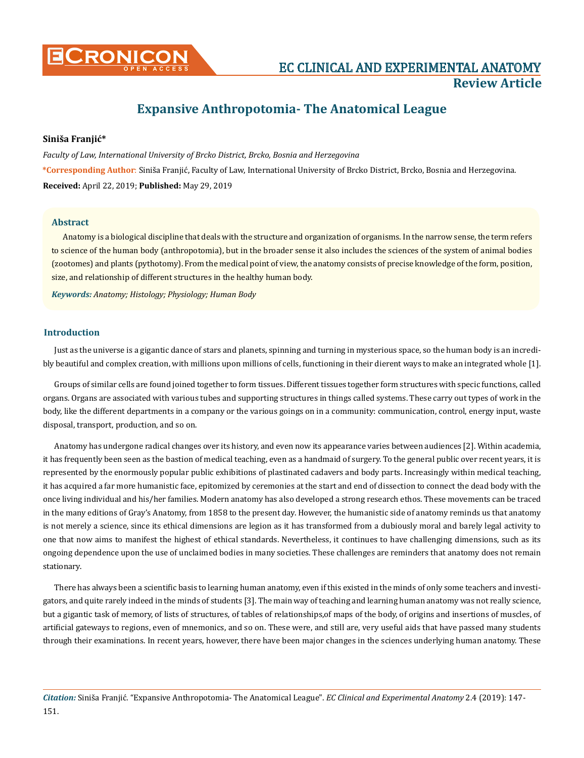# Expansive Anthropotomia- The Anatomical League

**Siniša Franjić***

*Faculty of Law, International University of Brcko District, Brcko, Bosnia and Herzegovina*

***Corresponding Author**: Siniša Franjić, Faculty of Law, International University of Brcko District, Brcko, Bosnia and Herzegovina.

**Received:** April 22, 2019; **Published:** May 29, 2019

## Abstract

Anatomy is a biological discipline that deals with the structure and organization of organisms. In the narrow sense, the term refers to science of the human body (anthropotomia), but in the broader sense it also includes the sciences of the system of animal bodies (zootomes) and plants (pythotomy). From the medical point of view, the anatomy consists of precise knowledge of the form, position, size, and relationship of different structures in the healthy human body.

***Keywords:*** *Anatomy; Histology; Physiology; Human Body*

## Introduction

Just as the universe is a gigantic dance of stars and planets, spinning and turning in mysterious space, so the human body is an incredibly beautiful and complex creation, with millions upon millions of cells, functioning in their dierent ways to make an integrated whole [1].

Groups of similar cells are found joined together to form tissues. Different tissues together form structures with specic functions, called organs. Organs are associated with various tubes and supporting structures in things called systems. These carry out types of work in the body, like the different departments in a company or the various goings on in a community: communication, control, energy input, waste disposal, transport, production, and so on.

Anatomy has undergone radical changes over its history, and even now its appearance varies between audiences [2]. Within academia, it has frequently been seen as the bastion of medical teaching, even as a handmaid of surgery. To the general public over recent years, it is represented by the enormously popular public exhibitions of plastinated cadavers and body parts. Increasingly within medical teaching, it has acquired a far more humanistic face, epitomized by ceremonies at the start and end of dissection to connect the dead body with the once living individual and his/her families. Modern anatomy has also developed a strong research ethos. These movements can be traced in the many editions of Gray's Anatomy, from 1858 to the present day. However, the humanistic side of anatomy reminds us that anatomy is not merely a science, since its ethical dimensions are legion as it has transformed from a dubiously moral and barely legal activity to one that now aims to manifest the highest of ethical standards. Nevertheless, it continues to have challenging dimensions, such as its ongoing dependence upon the use of unclaimed bodies in many societies. These challenges are reminders that anatomy does not remain stationary.

There has always been a scientific basis to learning human anatomy, even if this existed in the minds of only some teachers and investigators, and quite rarely indeed in the minds of students [3]. The main way of teaching and learning human anatomy was not really science, but a gigantic task of memory, of lists of structures, of tables of relationships,of maps of the body, of origins and insertions of muscles, of artificial gateways to regions, even of mnemonics, and so on. These were, and still are, very useful aids that have passed many students through their examinations. In recent years, however, there have been major changes in the sciences underlying human anatomy. These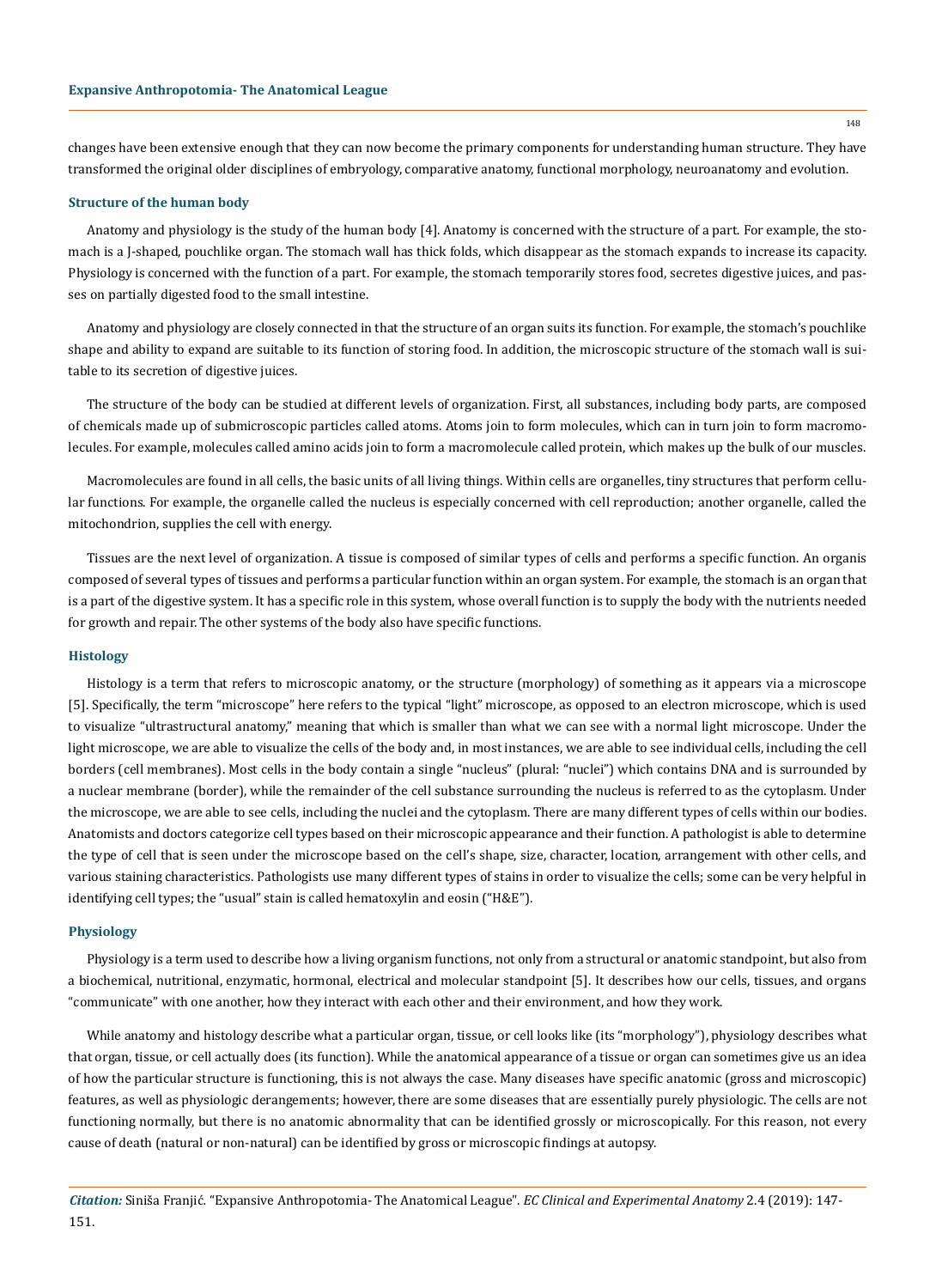changes have been extensive enough that they can now become the primary components for understanding human structure. They have transformed the original older disciplines of embryology, comparative anatomy, functional morphology, neuroanatomy and evolution.

## Structure of the human body

Anatomy and physiology is the study of the human body [4]. Anatomy is concerned with the structure of a part. For example, the stomach is a J-shaped, pouchlike organ. The stomach wall has thick folds, which disappear as the stomach expands to increase its capacity. Physiology is concerned with the function of a part. For example, the stomach temporarily stores food, secretes digestive juices, and passes on partially digested food to the small intestine.

Anatomy and physiology are closely connected in that the structure of an organ suits its function. For example, the stomach's pouchlike shape and ability to expand are suitable to its function of storing food. In addition, the microscopic structure of the stomach wall is suitable to its secretion of digestive juices.

The structure of the body can be studied at different levels of organization. First, all substances, including body parts, are composed of chemicals made up of submicroscopic particles called atoms. Atoms join to form molecules, which can in turn join to form macromolecules. For example, molecules called amino acids join to form a macromolecule called protein, which makes up the bulk of our muscles.

Macromolecules are found in all cells, the basic units of all living things. Within cells are organelles, tiny structures that perform cellular functions. For example, the organelle called the nucleus is especially concerned with cell reproduction; another organelle, called the mitochondrion, supplies the cell with energy.

Tissues are the next level of organization. A tissue is composed of similar types of cells and performs a specific function. An organis composed of several types of tissues and performs a particular function within an organ system. For example, the stomach is an organ that is a part of the digestive system. It has a specific role in this system, whose overall function is to supply the body with the nutrients needed for growth and repair. The other systems of the body also have specific functions.

## Histology

Histology is a term that refers to microscopic anatomy, or the structure (morphology) of something as it appears via a microscope [5]. Specifically, the term "microscope" here refers to the typical "light" microscope, as opposed to an electron microscope, which is used to visualize "ultrastructural anatomy," meaning that which is smaller than what we can see with a normal light microscope. Under the light microscope, we are able to visualize the cells of the body and, in most instances, we are able to see individual cells, including the cell borders (cell membranes). Most cells in the body contain a single "nucleus" (plural: "nuclei") which contains DNA and is surrounded by a nuclear membrane (border), while the remainder of the cell substance surrounding the nucleus is referred to as the cytoplasm. Under the microscope, we are able to see cells, including the nuclei and the cytoplasm. There are many different types of cells within our bodies. Anatomists and doctors categorize cell types based on their microscopic appearance and their function. A pathologist is able to determine the type of cell that is seen under the microscope based on the cell's shape, size, character, location, arrangement with other cells, and various staining characteristics. Pathologists use many different types of stains in order to visualize the cells; some can be very helpful in identifying cell types; the "usual" stain is called hematoxylin and eosin ("H&E").

## Physiology

Physiology is a term used to describe how a living organism functions, not only from a structural or anatomic standpoint, but also from a biochemical, nutritional, enzymatic, hormonal, electrical and molecular standpoint [5]. It describes how our cells, tissues, and organs "communicate" with one another, how they interact with each other and their environment, and how they work.

While anatomy and histology describe what a particular organ, tissue, or cell looks like (its "morphology"), physiology describes what that organ, tissue, or cell actually does (its function). While the anatomical appearance of a tissue or organ can sometimes give us an idea of how the particular structure is functioning, this is not always the case. Many diseases have specific anatomic (gross and microscopic) features, as well as physiologic derangements; however, there are some diseases that are essentially purely physiologic. The cells are not functioning normally, but there is no anatomic abnormality that can be identified grossly or microscopically. For this reason, not every cause of death (natural or non-natural) can be identified by gross or microscopic findings at autopsy.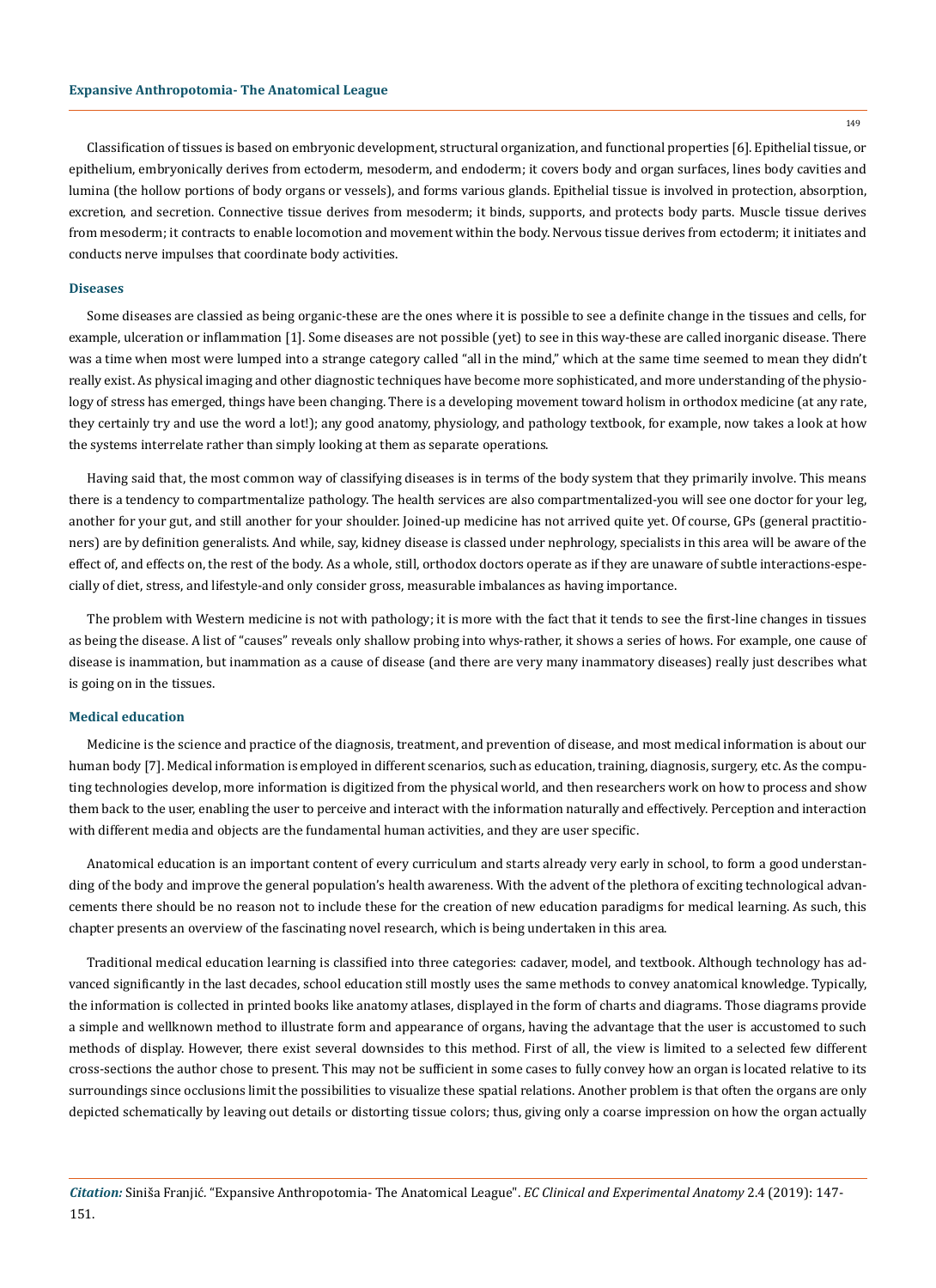Classification of tissues is based on embryonic development, structural organization, and functional properties [6]. Epithelial tissue, or epithelium, embryonically derives from ectoderm, mesoderm, and endoderm; it covers body and organ surfaces, lines body cavities and lumina (the hollow portions of body organs or vessels), and forms various glands. Epithelial tissue is involved in protection, absorption, excretion, and secretion. Connective tissue derives from mesoderm; it binds, supports, and protects body parts. Muscle tissue derives from mesoderm; it contracts to enable locomotion and movement within the body. Nervous tissue derives from ectoderm; it initiates and conducts nerve impulses that coordinate body activities.

## Diseases

Some diseases are classied as being organic-these are the ones where it is possible to see a definite change in the tissues and cells, for example, ulceration or inflammation [1]. Some diseases are not possible (yet) to see in this way-these are called inorganic disease. There was a time when most were lumped into a strange category called "all in the mind," which at the same time seemed to mean they didn't really exist. As physical imaging and other diagnostic techniques have become more sophisticated, and more understanding of the physiology of stress has emerged, things have been changing. There is a developing movement toward holism in orthodox medicine (at any rate, they certainly try and use the word a lot!); any good anatomy, physiology, and pathology textbook, for example, now takes a look at how the systems interrelate rather than simply looking at them as separate operations.

Having said that, the most common way of classifying diseases is in terms of the body system that they primarily involve. This means there is a tendency to compartmentalize pathology. The health services are also compartmentalized-you will see one doctor for your leg, another for your gut, and still another for your shoulder. Joined-up medicine has not arrived quite yet. Of course, GPs (general practitioners) are by definition generalists. And while, say, kidney disease is classed under nephrology, specialists in this area will be aware of the effect of, and effects on, the rest of the body. As a whole, still, orthodox doctors operate as if they are unaware of subtle interactions-especially of diet, stress, and lifestyle-and only consider gross, measurable imbalances as having importance.

The problem with Western medicine is not with pathology; it is more with the fact that it tends to see the first-line changes in tissues as being the disease. A list of "causes" reveals only shallow probing into whys-rather, it shows a series of hows. For example, one cause of disease is inammation, but inammation as a cause of disease (and there are very many inammatory diseases) really just describes what is going on in the tissues.

## Medical education

Medicine is the science and practice of the diagnosis, treatment, and prevention of disease, and most medical information is about our human body [7]. Medical information is employed in different scenarios, such as education, training, diagnosis, surgery, etc. As the computing technologies develop, more information is digitized from the physical world, and then researchers work on how to process and show them back to the user, enabling the user to perceive and interact with the information naturally and effectively. Perception and interaction with different media and objects are the fundamental human activities, and they are user specific.

Anatomical education is an important content of every curriculum and starts already very early in school, to form a good understanding of the body and improve the general population's health awareness. With the advent of the plethora of exciting technological advancements there should be no reason not to include these for the creation of new education paradigms for medical learning. As such, this chapter presents an overview of the fascinating novel research, which is being undertaken in this area.

Traditional medical education learning is classified into three categories: cadaver, model, and textbook. Although technology has advanced significantly in the last decades, school education still mostly uses the same methods to convey anatomical knowledge. Typically, the information is collected in printed books like anatomy atlases, displayed in the form of charts and diagrams. Those diagrams provide a simple and wellknown method to illustrate form and appearance of organs, having the advantage that the user is accustomed to such methods of display. However, there exist several downsides to this method. First of all, the view is limited to a selected few different cross-sections the author chose to present. This may not be sufficient in some cases to fully convey how an organ is located relative to its surroundings since occlusions limit the possibilities to visualize these spatial relations. Another problem is that often the organs are only depicted schematically by leaving out details or distorting tissue colors; thus, giving only a coarse impression on how the organ actually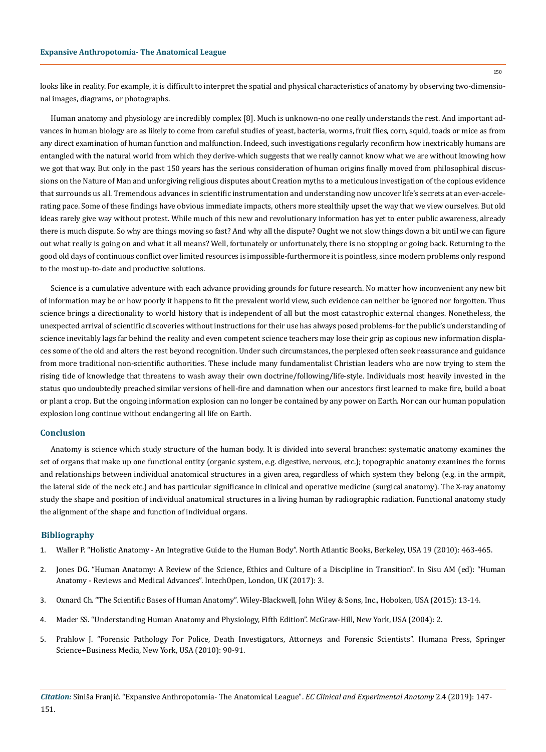looks like in reality. For example, it is difficult to interpret the spatial and physical characteristics of anatomy by observing two-dimensional images, diagrams, or photographs.

Human anatomy and physiology are incredibly complex [8]. Much is unknown-no one really understands the rest. And important advances in human biology are as likely to come from careful studies of yeast, bacteria, worms, fruit flies, corn, squid, toads or mice as from any direct examination of human function and malfunction. Indeed, such investigations regularly reconfirm how inextricably humans are entangled with the natural world from which they derive-which suggests that we really cannot know what we are without knowing how we got that way. But only in the past 150 years has the serious consideration of human origins finally moved from philosophical discussions on the Nature of Man and unforgiving religious disputes about Creation myths to a meticulous investigation of the copious evidence that surrounds us all. Tremendous advances in scientific instrumentation and understanding now uncover life's secrets at an ever-accelerating pace. Some of these findings have obvious immediate impacts, others more stealthily upset the way that we view ourselves. But old ideas rarely give way without protest. While much of this new and revolutionary information has yet to enter public awareness, already there is much dispute. So why are things moving so fast? And why all the dispute? Ought we not slow things down a bit until we can figure out what really is going on and what it all means? Well, fortunately or unfortunately, there is no stopping or going back. Returning to the good old days of continuous conflict over limited resources is impossible-furthermore it is pointless, since modern problems only respond to the most up-to-date and productive solutions.

Science is a cumulative adventure with each advance providing grounds for future research. No matter how inconvenient any new bit of information may be or how poorly it happens to fit the prevalent world view, such evidence can neither be ignored nor forgotten. Thus science brings a directionality to world history that is independent of all but the most catastrophic external changes. Nonetheless, the unexpected arrival of scientific discoveries without instructions for their use has always posed problems-for the public's understanding of science inevitably lags far behind the reality and even competent science teachers may lose their grip as copious new information displaces some of the old and alters the rest beyond recognition. Under such circumstances, the perplexed often seek reassurance and guidance from more traditional non-scientific authorities. These include many fundamentalist Christian leaders who are now trying to stem the rising tide of knowledge that threatens to wash away their own doctrine/following/life-style. Individuals most heavily invested in the status quo undoubtedly preached similar versions of hell-fire and damnation when our ancestors first learned to make fire, build a boat or plant a crop. But the ongoing information explosion can no longer be contained by any power on Earth. Nor can our human population explosion long continue without endangering all life on Earth.

## Conclusion

Anatomy is science which study structure of the human body. It is divided into several branches: systematic anatomy examines the set of organs that make up one functional entity (organic system, e.g. digestive, nervous, etc.); topographic anatomy examines the forms and relationships between individual anatomical structures in a given area, regardless of which system they belong (e.g. in the armpit, the lateral side of the neck etc.) and has particular significance in clinical and operative medicine (surgical anatomy). The X-ray anatomy study the shape and position of individual anatomical structures in a living human by radiographic radiation. Functional anatomy study the alignment of the shape and function of individual organs.

## Bibliography

1. Waller P. "Holistic Anatomy - An Integrative Guide to the Human Body". North Atlantic Books, Berkeley, USA 19 (2010): 463-465.
2. Jones DG. "Human Anatomy: A Review of the Science, Ethics and Culture of a Discipline in Transition". In Sisu AM (ed): "Human Anatomy - Reviews and Medical Advances". IntechOpen, London, UK (2017): 3.
3. Oxnard Ch. "The Scientific Bases of Human Anatomy". Wiley-Blackwell, John Wiley & Sons, Inc., Hoboken, USA (2015): 13-14.
4. Mader SS. "Understanding Human Anatomy and Physiology, Fifth Edition". McGraw-Hill, New York, USA (2004): 2.
5. Prahlow J. "Forensic Pathology For Police, Death Investigators, Attorneys and Forensic Scientists". Humana Press, Springer Science+Business Media, New York, USA (2010): 90-91.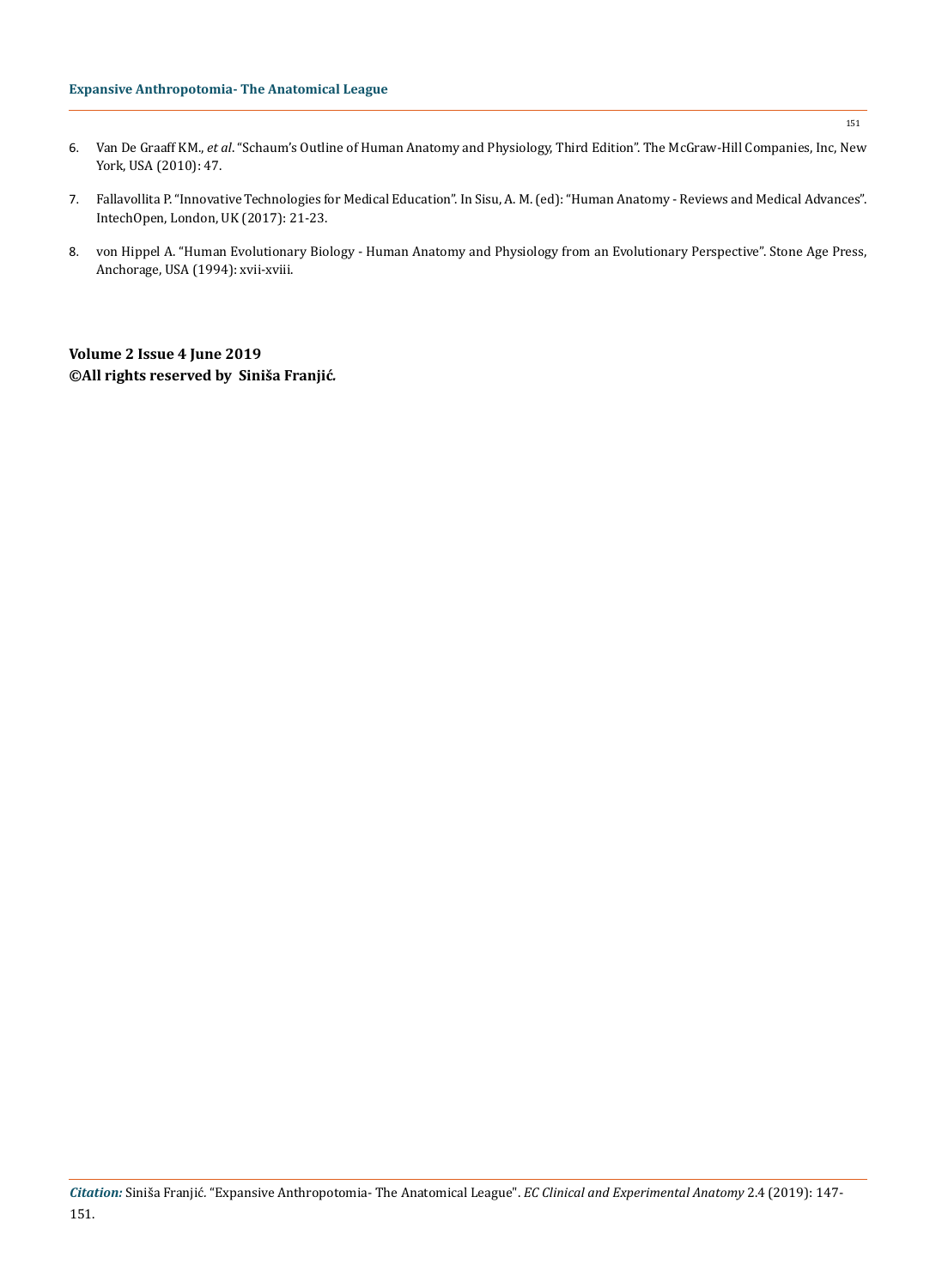6. Van De Graaff KM., *et al*. "Schaum's Outline of Human Anatomy and Physiology, Third Edition". The McGraw-Hill Companies, Inc, New York, USA (2010): 47.

7. Fallavollita P. "Innovative Technologies for Medical Education". In Sisu, A. M. (ed): "Human Anatomy - Reviews and Medical Advances". IntechOpen, London, UK (2017): 21-23.

8. von Hippel A. "Human Evolutionary Biology - Human Anatomy and Physiology from an Evolutionary Perspective". Stone Age Press, Anchorage, USA (1994): xvii-xviii.

**Volume 2 Issue 4 June 2019**
**©All rights reserved by Siniša Franjić.**